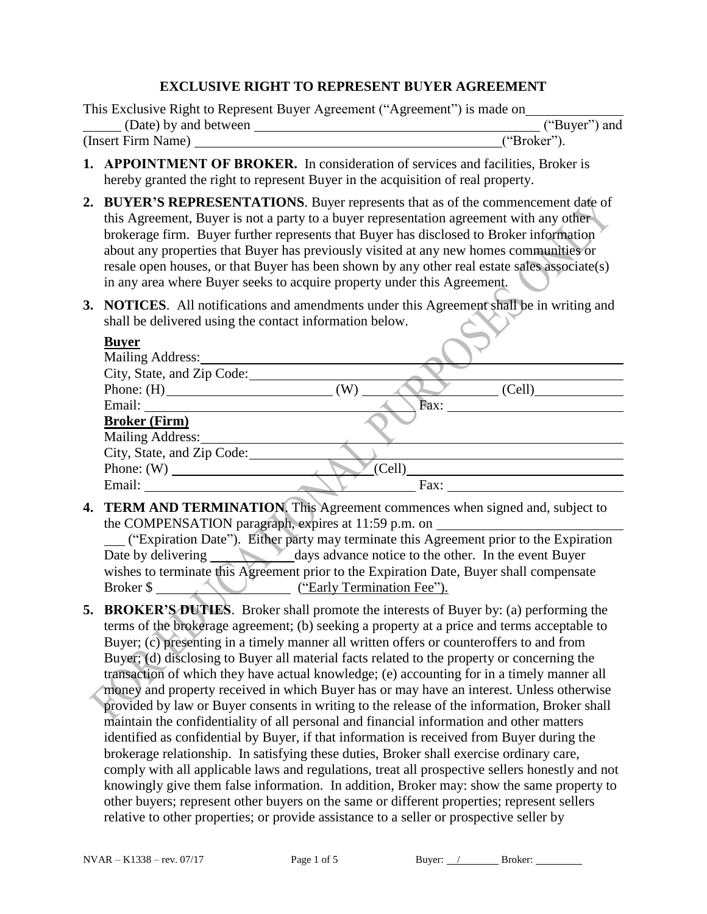# EXCLUSIVE RIGHT TO REPRESENT BUYER AGREEMENT

This Exclusive Right to Represent Buyer Agreement ("Agreement") is made on ____________ ______ (Date) by and between ________________________________________ ("Buyer") and (Insert Firm Name) ____________________________________________("Broker").

1. **APPOINTMENT OF BROKER.** In consideration of services and facilities, Broker is hereby granted the right to represent Buyer in the acquisition of real property.

2. **BUYER'S REPRESENTATIONS**. Buyer represents that as of the commencement date of this Agreement, Buyer is not a party to a buyer representation agreement with any other brokerage firm. Buyer further represents that Buyer has disclosed to Broker information about any properties that Buyer has previously visited at any new homes communities or resale open houses, or that Buyer has been shown by any other real estate sales associate(s) in any area where Buyer seeks to acquire property under this Agreement.

3. **NOTICES**. All notifications and amendments under this Agreement shall be in writing and shall be delivered using the contact information below.

   **Buyer**
   Mailing Address: ____________________________________________
   City, State, and Zip Code: ____________________________________
   Phone: (H) ______________________ (W) __________________ (Cell) ____________
   Email: ________________________________ Fax: ________________________
   **Broker (Firm)**
   Mailing Address: ____________________________________________
   City, State, and Zip Code: ____________________________________
   Phone: (W) ____________________________ (Cell) ____________________________
   Email: ________________________________ Fax: ________________________

4. **TERM AND TERMINATION**. This Agreement commences when signed and, subject to the COMPENSATION paragraph, expires at 11:59 p.m. on __________________________ ___ ("Expiration Date"). Either party may terminate this Agreement prior to the Expiration Date by delivering __________ days advance notice to the other. In the event Buyer wishes to terminate this Agreement prior to the Expiration Date, Buyer shall compensate Broker $ __________________ ("Early Termination Fee").

5. **BROKER'S DUTIES**. Broker shall promote the interests of Buyer by: (a) performing the terms of the brokerage agreement; (b) seeking a property at a price and terms acceptable to Buyer; (c) presenting in a timely manner all written offers or counteroffers to and from Buyer; (d) disclosing to Buyer all material facts related to the property or concerning the transaction of which they have actual knowledge; (e) accounting for in a timely manner all money and property received in which Buyer has or may have an interest. Unless otherwise provided by law or Buyer consents in writing to the release of the information, Broker shall maintain the confidentiality of all personal and financial information and other matters identified as confidential by Buyer, if that information is received from Buyer during the brokerage relationship. In satisfying these duties, Broker shall exercise ordinary care, comply with all applicable laws and regulations, treat all prospective sellers honestly and not knowingly give them false information. In addition, Broker may: show the same property to other buyers; represent other buyers on the same or different properties; represent sellers relative to other properties; or provide assistance to a seller or prospective seller by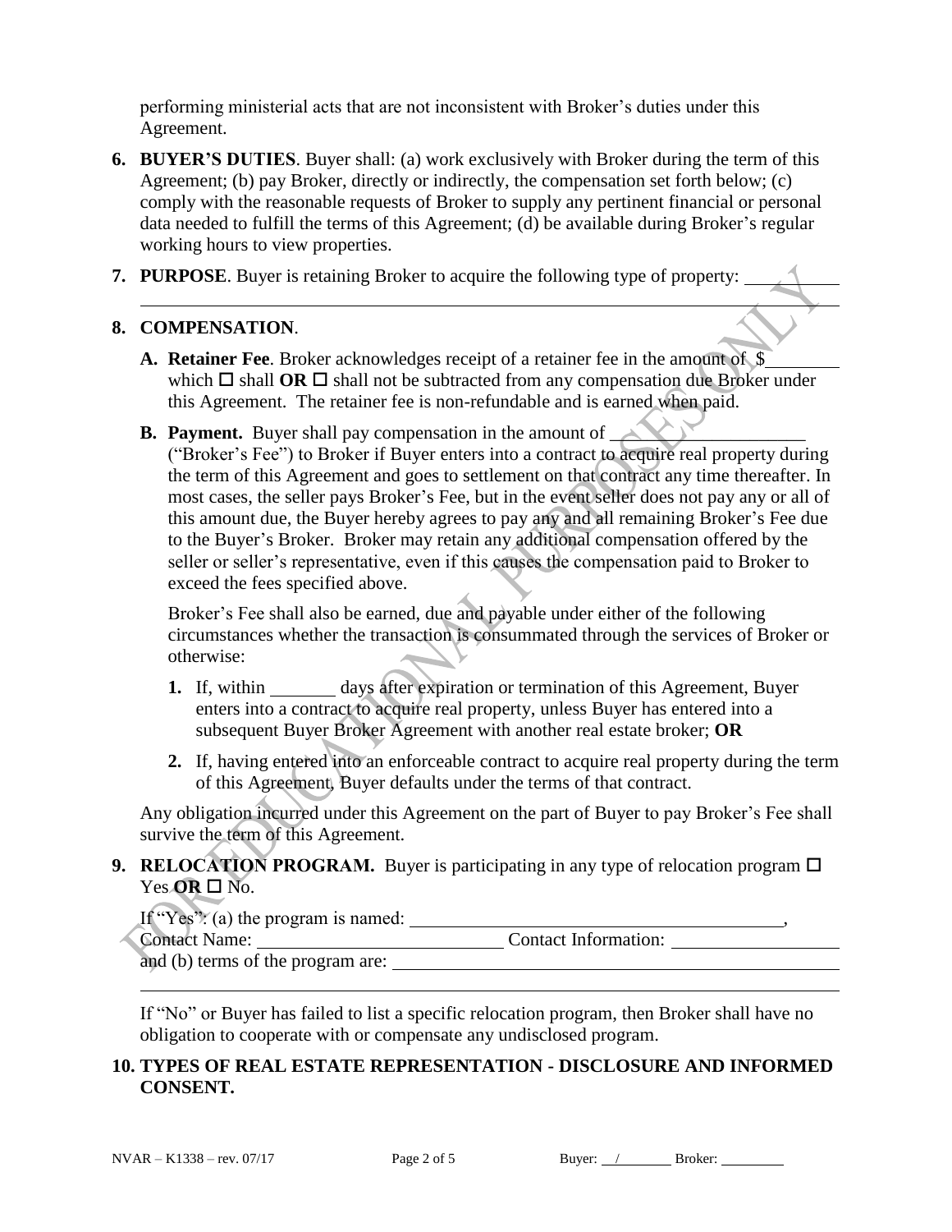performing ministerial acts that are not inconsistent with Broker's duties under this Agreement.

**6. BUYER'S DUTIES**. Buyer shall: (a) work exclusively with Broker during the term of this Agreement; (b) pay Broker, directly or indirectly, the compensation set forth below; (c) comply with the reasonable requests of Broker to supply any pertinent financial or personal data needed to fulfill the terms of this Agreement; (d) be available during Broker's regular working hours to view properties.

**7. PURPOSE**. Buyer is retaining Broker to acquire the following type of property: ____________

______________________________________________________________________________

**8. COMPENSATION**.

**A. Retainer Fee**. Broker acknowledges receipt of a retainer fee in the amount of $________ which ☐ shall **OR** ☐ shall not be subtracted from any compensation due Broker under this Agreement. The retainer fee is non-refundable and is earned when paid.

**B. Payment.** Buyer shall pay compensation in the amount of ______________________ ("Broker's Fee") to Broker if Buyer enters into a contract to acquire real property during the term of this Agreement and goes to settlement on that contract any time thereafter. In most cases, the seller pays Broker's Fee, but in the event seller does not pay any or all of this amount due, the Buyer hereby agrees to pay any and all remaining Broker's Fee due to the Buyer's Broker. Broker may retain any additional compensation offered by the seller or seller's representative, even if this causes the compensation paid to Broker to exceed the fees specified above.

Broker's Fee shall also be earned, due and payable under either of the following circumstances whether the transaction is consummated through the services of Broker or otherwise:

**1.** If, within ________ days after expiration or termination of this Agreement, Buyer enters into a contract to acquire real property, unless Buyer has entered into a subsequent Buyer Broker Agreement with another real estate broker; **OR**

**2.** If, having entered into an enforceable contract to acquire real property during the term of this Agreement, Buyer defaults under the terms of that contract.

Any obligation incurred under this Agreement on the part of Buyer to pay Broker's Fee shall survive the term of this Agreement.

**9. RELOCATION PROGRAM.** Buyer is participating in any type of relocation program ☐ Yes **OR** ☐ No.

If "Yes": (a) the program is named: ________________________________________,
Contact Name: ____________________________ Contact Information: __________________
and (b) terms of the program are: ____________________________________________

______________________________________________________________________________

If "No" or Buyer has failed to list a specific relocation program, then Broker shall have no obligation to cooperate with or compensate any undisclosed program.

**10. TYPES OF REAL ESTATE REPRESENTATION - DISCLOSURE AND INFORMED CONSENT.**

NVAR – K1338 – rev. 07/17 Buyer: ___/_______ Broker: ________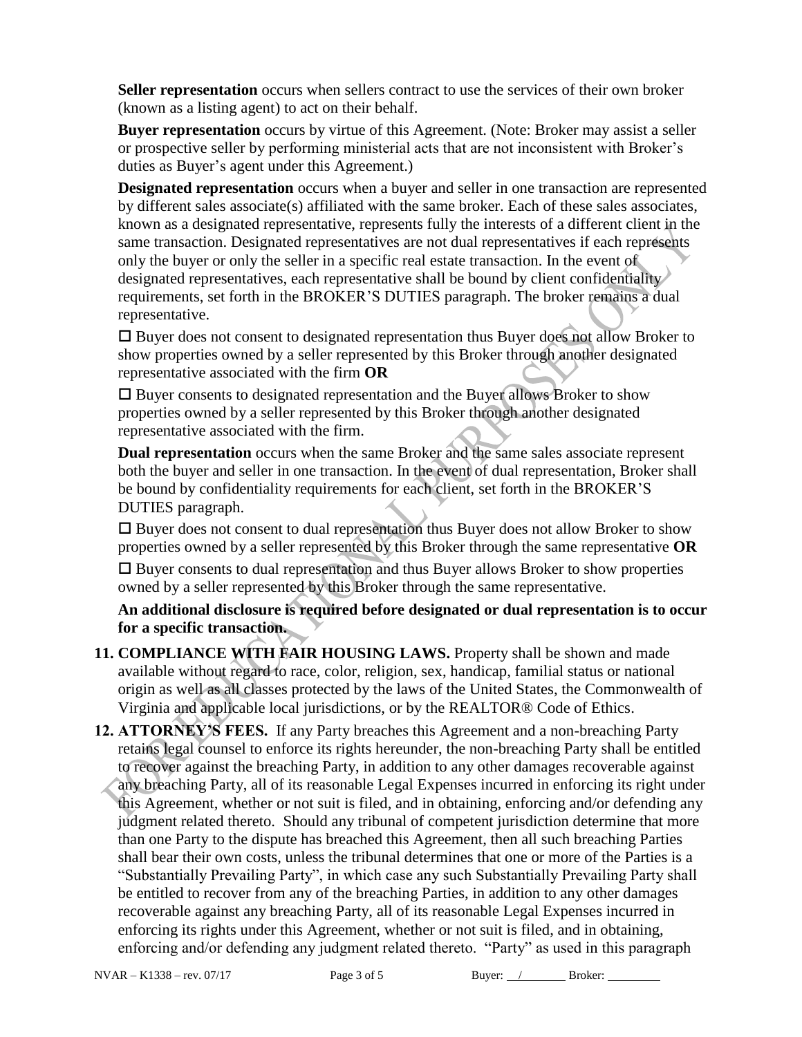**Seller representation** occurs when sellers contract to use the services of their own broker (known as a listing agent) to act on their behalf.

**Buyer representation** occurs by virtue of this Agreement. (Note: Broker may assist a seller or prospective seller by performing ministerial acts that are not inconsistent with Broker's duties as Buyer's agent under this Agreement.)

**Designated representation** occurs when a buyer and seller in one transaction are represented by different sales associate(s) affiliated with the same broker. Each of these sales associates, known as a designated representative, represents fully the interests of a different client in the same transaction. Designated representatives are not dual representatives if each represents only the buyer or only the seller in a specific real estate transaction. In the event of designated representatives, each representative shall be bound by client confidentiality requirements, set forth in the BROKER'S DUTIES paragraph. The broker remains a dual representative.

☐ Buyer does not consent to designated representation thus Buyer does not allow Broker to show properties owned by a seller represented by this Broker through another designated representative associated with the firm **OR**

☐ Buyer consents to designated representation and the Buyer allows Broker to show properties owned by a seller represented by this Broker through another designated representative associated with the firm.

**Dual representation** occurs when the same Broker and the same sales associate represent both the buyer and seller in one transaction. In the event of dual representation, Broker shall be bound by confidentiality requirements for each client, set forth in the BROKER'S DUTIES paragraph.

☐ Buyer does not consent to dual representation thus Buyer does not allow Broker to show properties owned by a seller represented by this Broker through the same representative **OR**

☐ Buyer consents to dual representation and thus Buyer allows Broker to show properties owned by a seller represented by this Broker through the same representative.

**An additional disclosure is required before designated or dual representation is to occur for a specific transaction.**

**11. COMPLIANCE WITH FAIR HOUSING LAWS.** Property shall be shown and made available without regard to race, color, religion, sex, handicap, familial status or national origin as well as all classes protected by the laws of the United States, the Commonwealth of Virginia and applicable local jurisdictions, or by the REALTOR® Code of Ethics.

**12. ATTORNEY'S FEES.** If any Party breaches this Agreement and a non-breaching Party retains legal counsel to enforce its rights hereunder, the non-breaching Party shall be entitled to recover against the breaching Party, in addition to any other damages recoverable against any breaching Party, all of its reasonable Legal Expenses incurred in enforcing its right under this Agreement, whether or not suit is filed, and in obtaining, enforcing and/or defending any judgment related thereto. Should any tribunal of competent jurisdiction determine that more than one Party to the dispute has breached this Agreement, then all such breaching Parties shall bear their own costs, unless the tribunal determines that one or more of the Parties is a "Substantially Prevailing Party", in which case any such Substantially Prevailing Party shall be entitled to recover from any of the breaching Parties, in addition to any other damages recoverable against any breaching Party, all of its reasonable Legal Expenses incurred in enforcing its rights under this Agreement, whether or not suit is filed, and in obtaining, enforcing and/or defending any judgment related thereto. "Party" as used in this paragraph

NVAR – K1338 – rev. 07/17 Buyer: ___/___ Broker: ______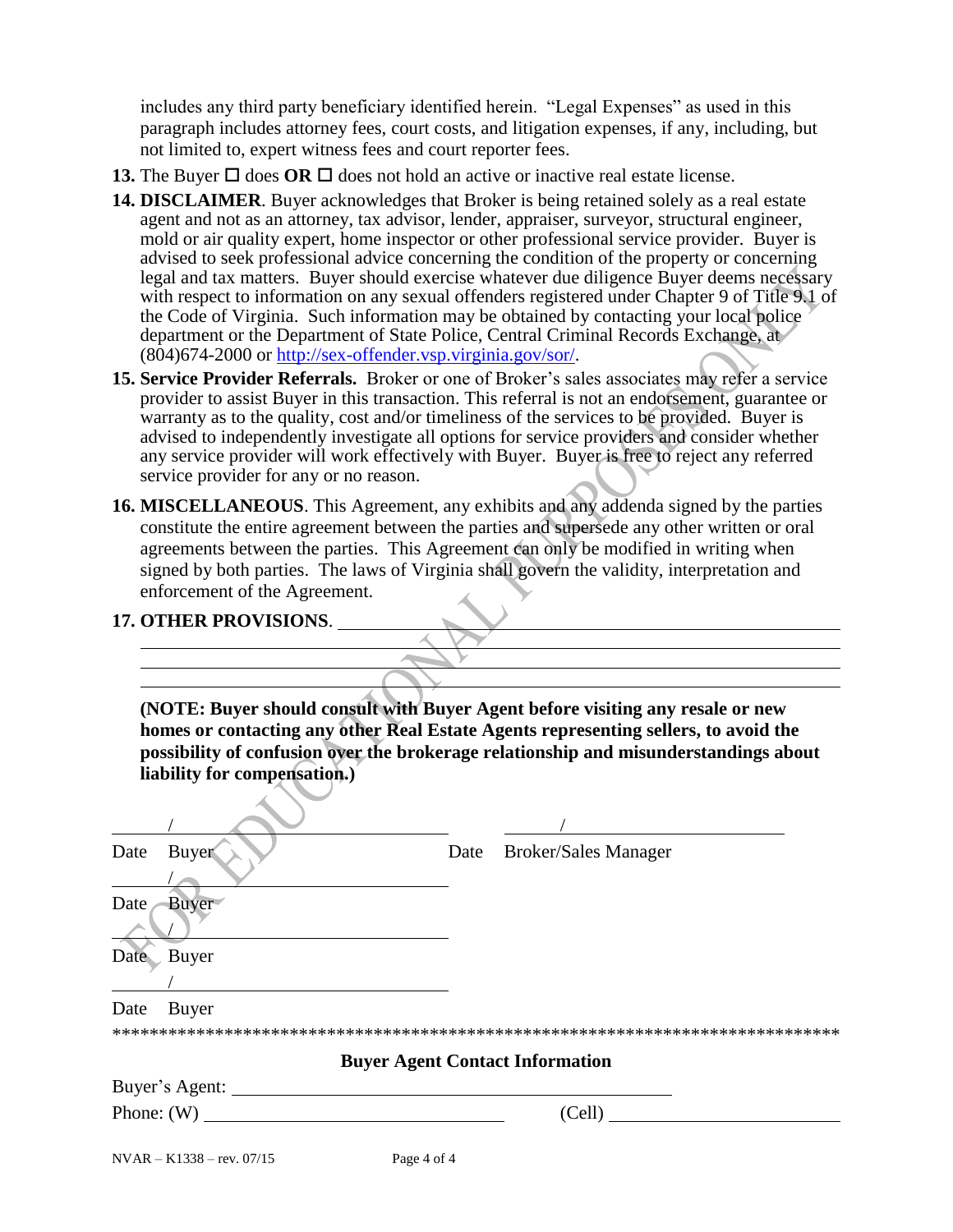includes any third party beneficiary identified herein. "Legal Expenses" as used in this paragraph includes attorney fees, court costs, and litigation expenses, if any, including, but not limited to, expert witness fees and court reporter fees.

**13.** The Buyer ☐ does **OR** ☐ does not hold an active or inactive real estate license.

**14. DISCLAIMER**. Buyer acknowledges that Broker is being retained solely as a real estate agent and not as an attorney, tax advisor, lender, appraiser, surveyor, structural engineer, mold or air quality expert, home inspector or other professional service provider. Buyer is advised to seek professional advice concerning the condition of the property or concerning legal and tax matters. Buyer should exercise whatever due diligence Buyer deems necessary with respect to information on any sexual offenders registered under Chapter 9 of Title 9.1 of the Code of Virginia. Such information may be obtained by contacting your local police department or the Department of State Police, Central Criminal Records Exchange, at (804)674-2000 or http://sex-offender.vsp.virginia.gov/sor/.

**15. Service Provider Referrals.** Broker or one of Broker's sales associates may refer a service provider to assist Buyer in this transaction. This referral is not an endorsement, guarantee or warranty as to the quality, cost and/or timeliness of the services to be provided. Buyer is advised to independently investigate all options for service providers and consider whether any service provider will work effectively with Buyer. Buyer is free to reject any referred service provider for any or no reason.

**16. MISCELLANEOUS**. This Agreement, any exhibits and any addenda signed by the parties constitute the entire agreement between the parties and supersede any other written or oral agreements between the parties. This Agreement can only be modified in writing when signed by both parties. The laws of Virginia shall govern the validity, interpretation and enforcement of the Agreement.

**17. OTHER PROVISIONS**. ______________________________________________

______________________________________________________________________

______________________________________________________________________

______________________________________________________________________

**(NOTE: Buyer should consult with Buyer Agent before visiting any resale or new homes or contacting any other Real Estate Agents representing sellers, to avoid the possibility of confusion over the brokerage relationship and misunderstandings about liability for compensation.)**

______ / ______________________ &nbsp;&nbsp;&nbsp; ______ / ______________________
Date &nbsp; Buyer &nbsp;&nbsp;&nbsp;&nbsp;&nbsp;&nbsp;&nbsp;&nbsp;&nbsp;&nbsp;&nbsp;&nbsp;&nbsp;&nbsp;&nbsp;&nbsp;&nbsp; Date &nbsp; Broker/Sales Manager

______ / ______________________
Date &nbsp; Buyer

______ / ______________________
Date &nbsp; Buyer

______ / ______________________
Date &nbsp; Buyer

********************************************************************************

**Buyer Agent Contact Information**

Buyer's Agent: ______________________________________

Phone: (W) __________________________ &nbsp;&nbsp; (Cell) ____________________

NVAR – K1338 – rev. 07/15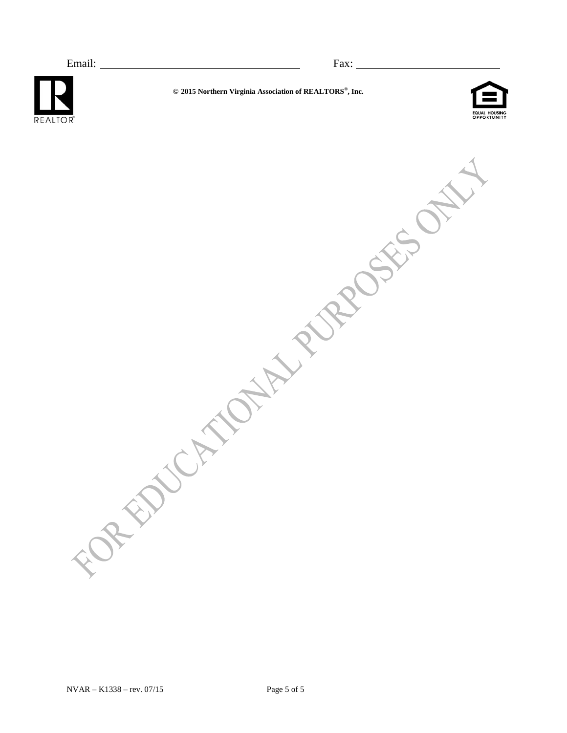Email: ______________________________ Fax: ______________________

© 2015 Northern Virginia Association of REALTORS®, Inc.

FOR EDUCATIONAL PURPOSES ONLY

NVAR – K1338 – rev. 07/15